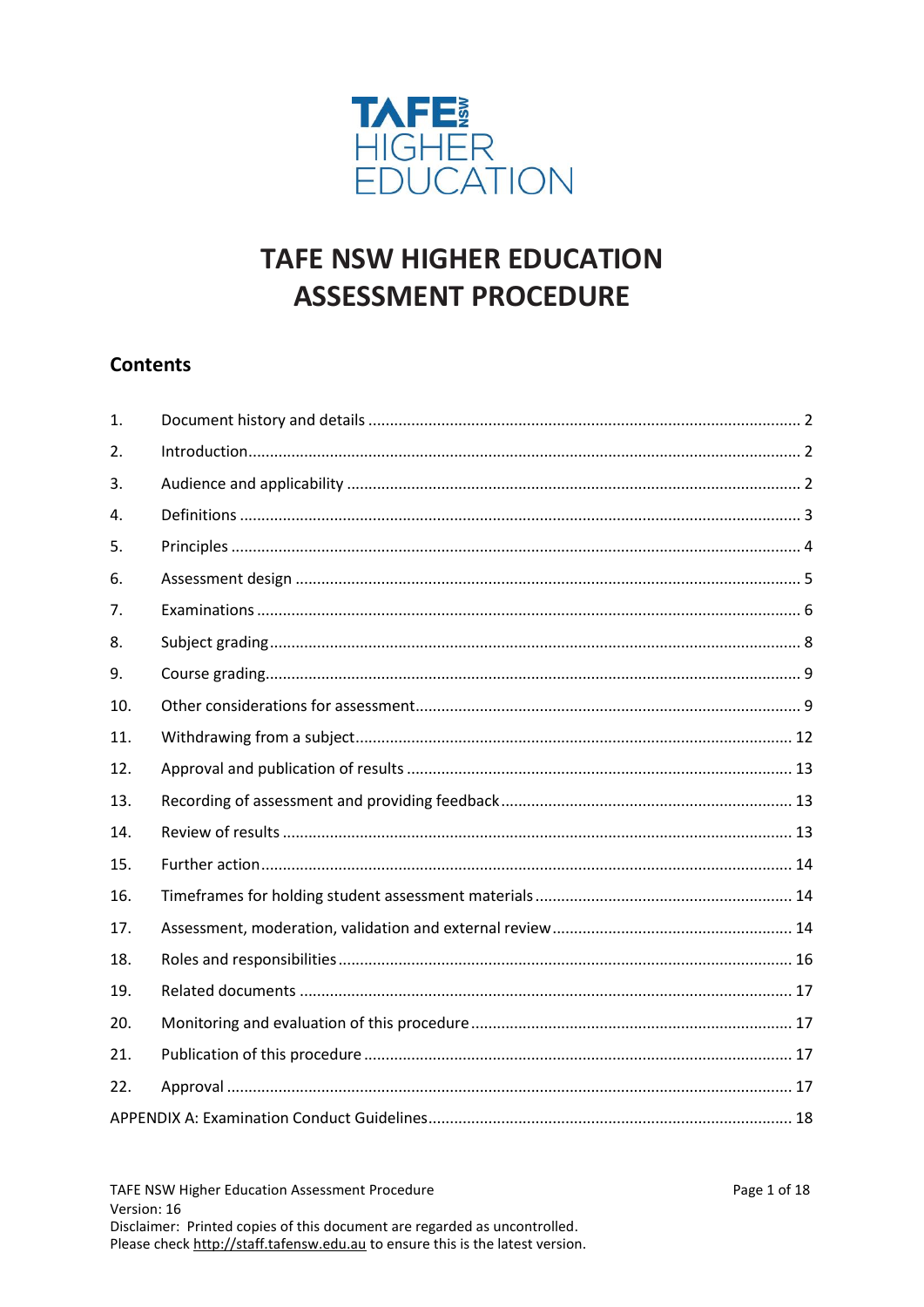TAFE NSW
HIGHER
EDUCATION

# TAFE NSW HIGHER EDUCATION ASSESSMENT PROCEDURE

## Contents

| | | |
|---|---|---|
| 1. | Document history and details | 2 |
| 2. | Introduction | 2 |
| 3. | Audience and applicability | 2 |
| 4. | Definitions | 3 |
| 5. | Principles | 4 |
| 6. | Assessment design | 5 |
| 7. | Examinations | 6 |
| 8. | Subject grading | 8 |
| 9. | Course grading | 9 |
| 10. | Other considerations for assessment | 9 |
| 11. | Withdrawing from a subject | 12 |
| 12. | Approval and publication of results | 13 |
| 13. | Recording of assessment and providing feedback | 13 |
| 14. | Review of results | 13 |
| 15. | Further action | 14 |
| 16. | Timeframes for holding student assessment materials | 14 |
| 17. | Assessment, moderation, validation and external review | 14 |
| 18. | Roles and responsibilities | 16 |
| 19. | Related documents | 17 |
| 20. | Monitoring and evaluation of this procedure | 17 |
| 21. | Publication of this procedure | 17 |
| 22. | Approval | 17 |
| | APPENDIX A: Examination Conduct Guidelines | 18 |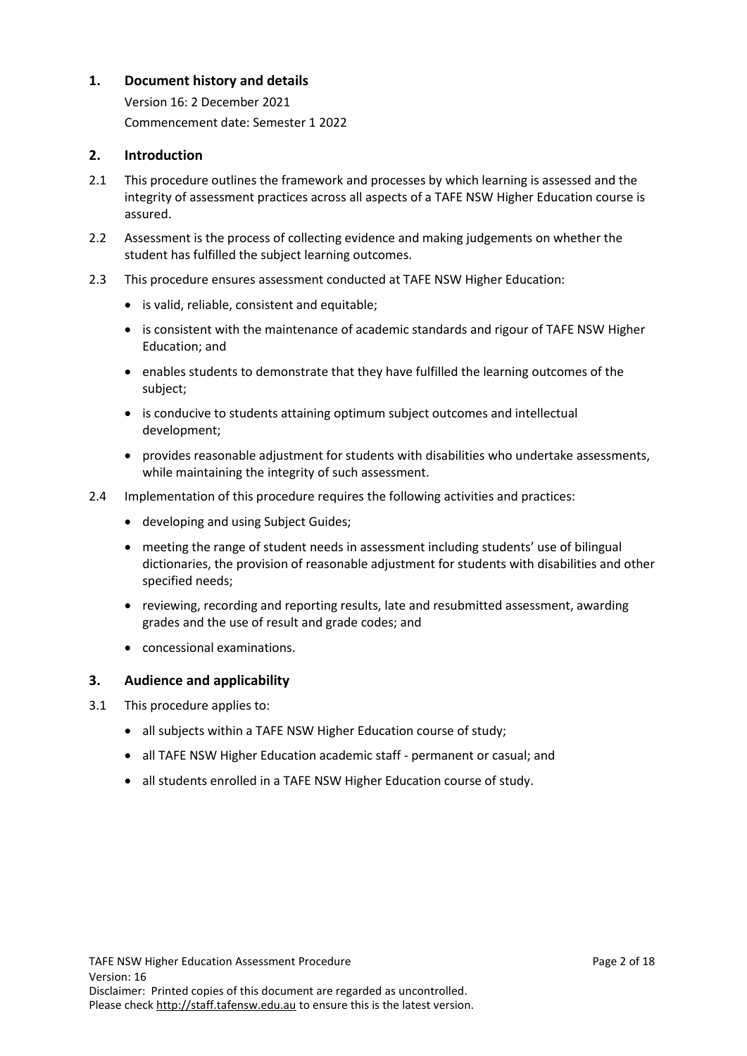## 1. Document history and details

Version 16: 2 December 2021

Commencement date: Semester 1 2022

## 2. Introduction

2.1 This procedure outlines the framework and processes by which learning is assessed and the integrity of assessment practices across all aspects of a TAFE NSW Higher Education course is assured.

2.2 Assessment is the process of collecting evidence and making judgements on whether the student has fulfilled the subject learning outcomes.

2.3 This procedure ensures assessment conducted at TAFE NSW Higher Education:

- is valid, reliable, consistent and equitable;
- is consistent with the maintenance of academic standards and rigour of TAFE NSW Higher Education; and
- enables students to demonstrate that they have fulfilled the learning outcomes of the subject;
- is conducive to students attaining optimum subject outcomes and intellectual development;
- provides reasonable adjustment for students with disabilities who undertake assessments, while maintaining the integrity of such assessment.

2.4 Implementation of this procedure requires the following activities and practices:

- developing and using Subject Guides;
- meeting the range of student needs in assessment including students' use of bilingual dictionaries, the provision of reasonable adjustment for students with disabilities and other specified needs;
- reviewing, recording and reporting results, late and resubmitted assessment, awarding grades and the use of result and grade codes; and
- concessional examinations.

## 3. Audience and applicability

3.1 This procedure applies to:

- all subjects within a TAFE NSW Higher Education course of study;
- all TAFE NSW Higher Education academic staff - permanent or casual; and
- all students enrolled in a TAFE NSW Higher Education course of study.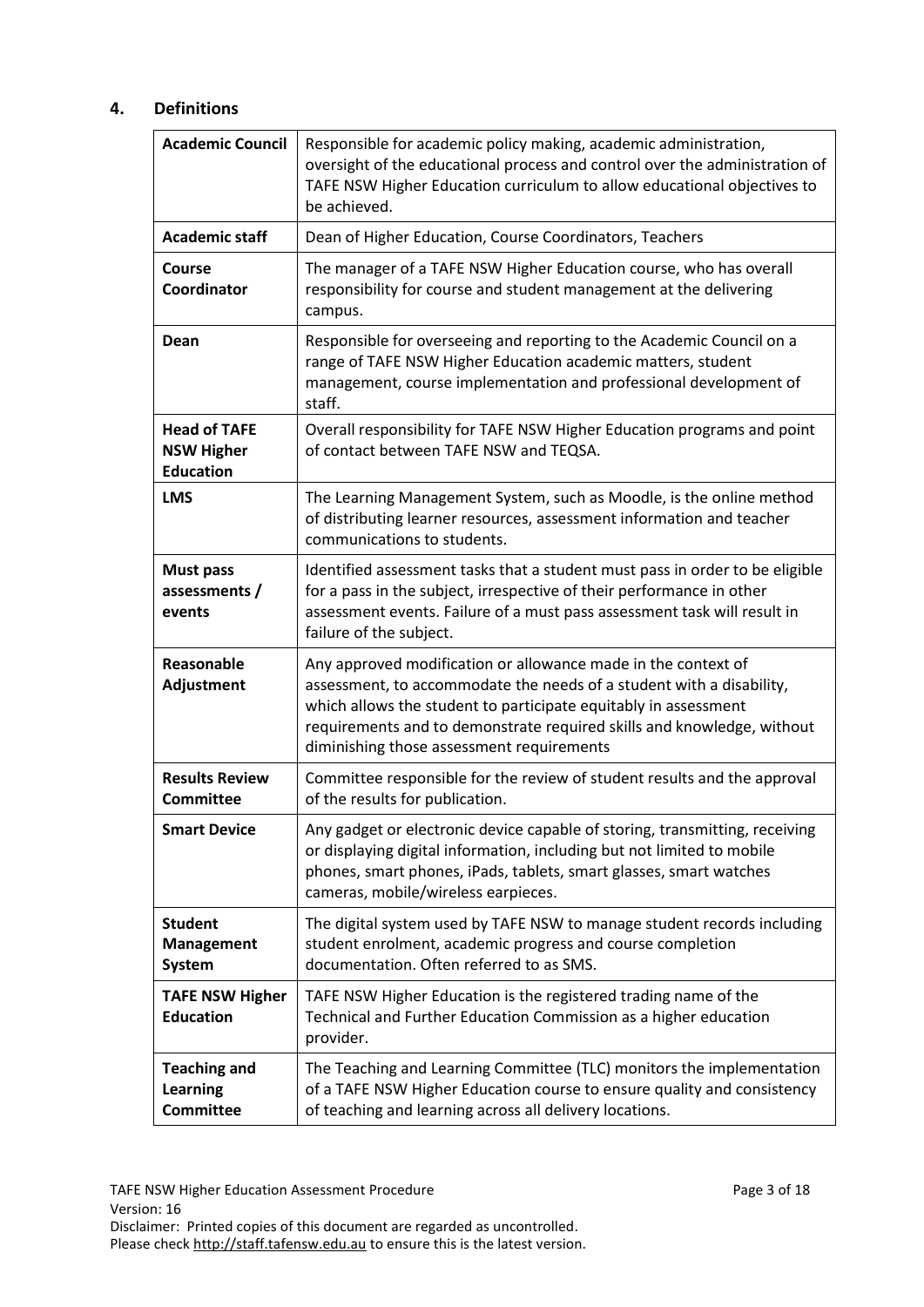## 4. Definitions

| Term | Definition |
|---|---|
| **Academic Council** | Responsible for academic policy making, academic administration, oversight of the educational process and control over the administration of TAFE NSW Higher Education curriculum to allow educational objectives to be achieved. |
| **Academic staff** | Dean of Higher Education, Course Coordinators, Teachers |
| **Course Coordinator** | The manager of a TAFE NSW Higher Education course, who has overall responsibility for course and student management at the delivering campus. |
| **Dean** | Responsible for overseeing and reporting to the Academic Council on a range of TAFE NSW Higher Education academic matters, student management, course implementation and professional development of staff. |
| **Head of TAFE NSW Higher Education** | Overall responsibility for TAFE NSW Higher Education programs and point of contact between TAFE NSW and TEQSA. |
| **LMS** | The Learning Management System, such as Moodle, is the online method of distributing learner resources, assessment information and teacher communications to students. |
| **Must pass assessments / events** | Identified assessment tasks that a student must pass in order to be eligible for a pass in the subject, irrespective of their performance in other assessment events. Failure of a must pass assessment task will result in failure of the subject. |
| **Reasonable Adjustment** | Any approved modification or allowance made in the context of assessment, to accommodate the needs of a student with a disability, which allows the student to participate equitably in assessment requirements and to demonstrate required skills and knowledge, without diminishing those assessment requirements |
| **Results Review Committee** | Committee responsible for the review of student results and the approval of the results for publication. |
| **Smart Device** | Any gadget or electronic device capable of storing, transmitting, receiving or displaying digital information, including but not limited to mobile phones, smart phones, iPads, tablets, smart glasses, smart watches cameras, mobile/wireless earpieces. |
| **Student Management System** | The digital system used by TAFE NSW to manage student records including student enrolment, academic progress and course completion documentation. Often referred to as SMS. |
| **TAFE NSW Higher Education** | TAFE NSW Higher Education is the registered trading name of the Technical and Further Education Commission as a higher education provider. |
| **Teaching and Learning Committee** | The Teaching and Learning Committee (TLC) monitors the implementation of a TAFE NSW Higher Education course to ensure quality and consistency of teaching and learning across all delivery locations. |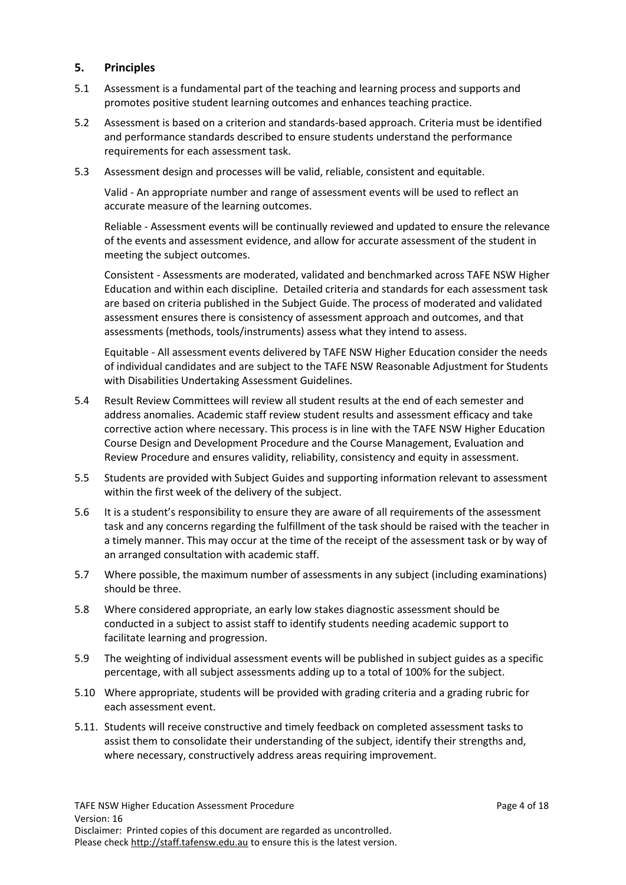## 5. Principles

5.1 Assessment is a fundamental part of the teaching and learning process and supports and promotes positive student learning outcomes and enhances teaching practice.

5.2 Assessment is based on a criterion and standards-based approach. Criteria must be identified and performance standards described to ensure students understand the performance requirements for each assessment task.

5.3 Assessment design and processes will be valid, reliable, consistent and equitable.

Valid - An appropriate number and range of assessment events will be used to reflect an accurate measure of the learning outcomes.

Reliable - Assessment events will be continually reviewed and updated to ensure the relevance of the events and assessment evidence, and allow for accurate assessment of the student in meeting the subject outcomes.

Consistent - Assessments are moderated, validated and benchmarked across TAFE NSW Higher Education and within each discipline. Detailed criteria and standards for each assessment task are based on criteria published in the Subject Guide. The process of moderated and validated assessment ensures there is consistency of assessment approach and outcomes, and that assessments (methods, tools/instruments) assess what they intend to assess.

Equitable - All assessment events delivered by TAFE NSW Higher Education consider the needs of individual candidates and are subject to the TAFE NSW Reasonable Adjustment for Students with Disabilities Undertaking Assessment Guidelines.

5.4 Result Review Committees will review all student results at the end of each semester and address anomalies. Academic staff review student results and assessment efficacy and take corrective action where necessary. This process is in line with the TAFE NSW Higher Education Course Design and Development Procedure and the Course Management, Evaluation and Review Procedure and ensures validity, reliability, consistency and equity in assessment.

5.5 Students are provided with Subject Guides and supporting information relevant to assessment within the first week of the delivery of the subject.

5.6 It is a student's responsibility to ensure they are aware of all requirements of the assessment task and any concerns regarding the fulfillment of the task should be raised with the teacher in a timely manner. This may occur at the time of the receipt of the assessment task or by way of an arranged consultation with academic staff.

5.7 Where possible, the maximum number of assessments in any subject (including examinations) should be three.

5.8 Where considered appropriate, an early low stakes diagnostic assessment should be conducted in a subject to assist staff to identify students needing academic support to facilitate learning and progression.

5.9 The weighting of individual assessment events will be published in subject guides as a specific percentage, with all subject assessments adding up to a total of 100% for the subject.

5.10 Where appropriate, students will be provided with grading criteria and a grading rubric for each assessment event.

5.11. Students will receive constructive and timely feedback on completed assessment tasks to assist them to consolidate their understanding of the subject, identify their strengths and, where necessary, constructively address areas requiring improvement.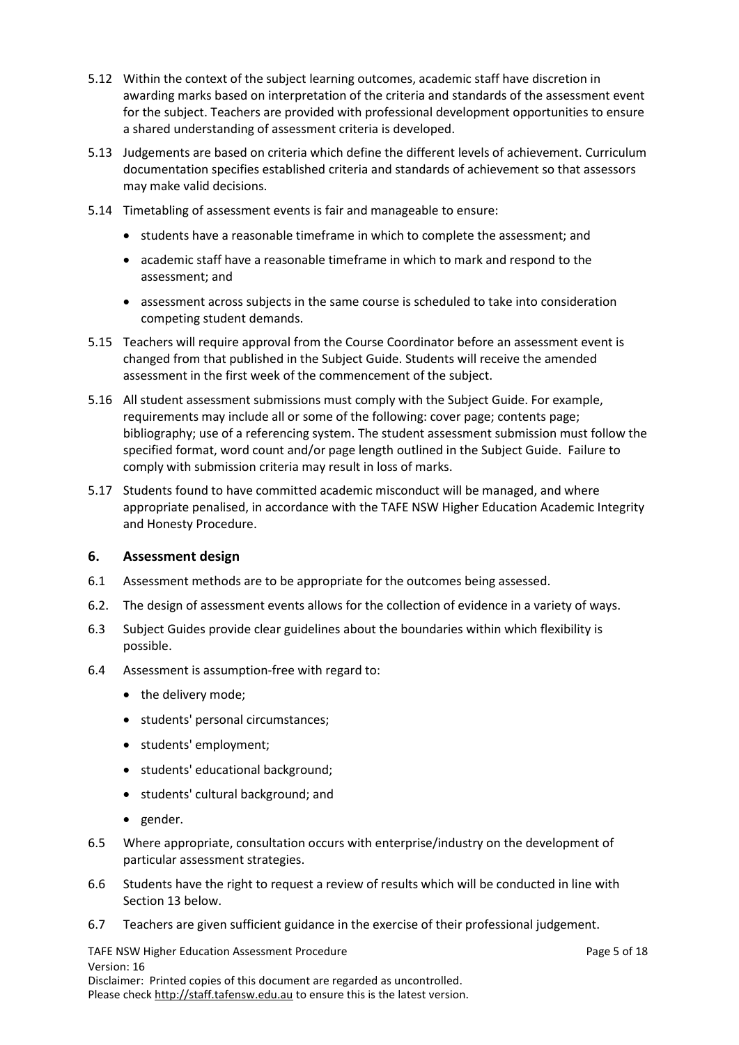5.12 Within the context of the subject learning outcomes, academic staff have discretion in awarding marks based on interpretation of the criteria and standards of the assessment event for the subject. Teachers are provided with professional development opportunities to ensure a shared understanding of assessment criteria is developed.

5.13 Judgements are based on criteria which define the different levels of achievement. Curriculum documentation specifies established criteria and standards of achievement so that assessors may make valid decisions.

5.14 Timetabling of assessment events is fair and manageable to ensure:

- students have a reasonable timeframe in which to complete the assessment; and
- academic staff have a reasonable timeframe in which to mark and respond to the assessment; and
- assessment across subjects in the same course is scheduled to take into consideration competing student demands.

5.15 Teachers will require approval from the Course Coordinator before an assessment event is changed from that published in the Subject Guide. Students will receive the amended assessment in the first week of the commencement of the subject.

5.16 All student assessment submissions must comply with the Subject Guide. For example, requirements may include all or some of the following: cover page; contents page; bibliography; use of a referencing system. The student assessment submission must follow the specified format, word count and/or page length outlined in the Subject Guide. Failure to comply with submission criteria may result in loss of marks.

5.17 Students found to have committed academic misconduct will be managed, and where appropriate penalised, in accordance with the TAFE NSW Higher Education Academic Integrity and Honesty Procedure.

## 6. Assessment design

6.1 Assessment methods are to be appropriate for the outcomes being assessed.

6.2. The design of assessment events allows for the collection of evidence in a variety of ways.

6.3 Subject Guides provide clear guidelines about the boundaries within which flexibility is possible.

6.4 Assessment is assumption-free with regard to:

- the delivery mode;
- students' personal circumstances;
- students' employment;
- students' educational background;
- students' cultural background; and
- gender.

6.5 Where appropriate, consultation occurs with enterprise/industry on the development of particular assessment strategies.

6.6 Students have the right to request a review of results which will be conducted in line with Section 13 below.

6.7 Teachers are given sufficient guidance in the exercise of their professional judgement.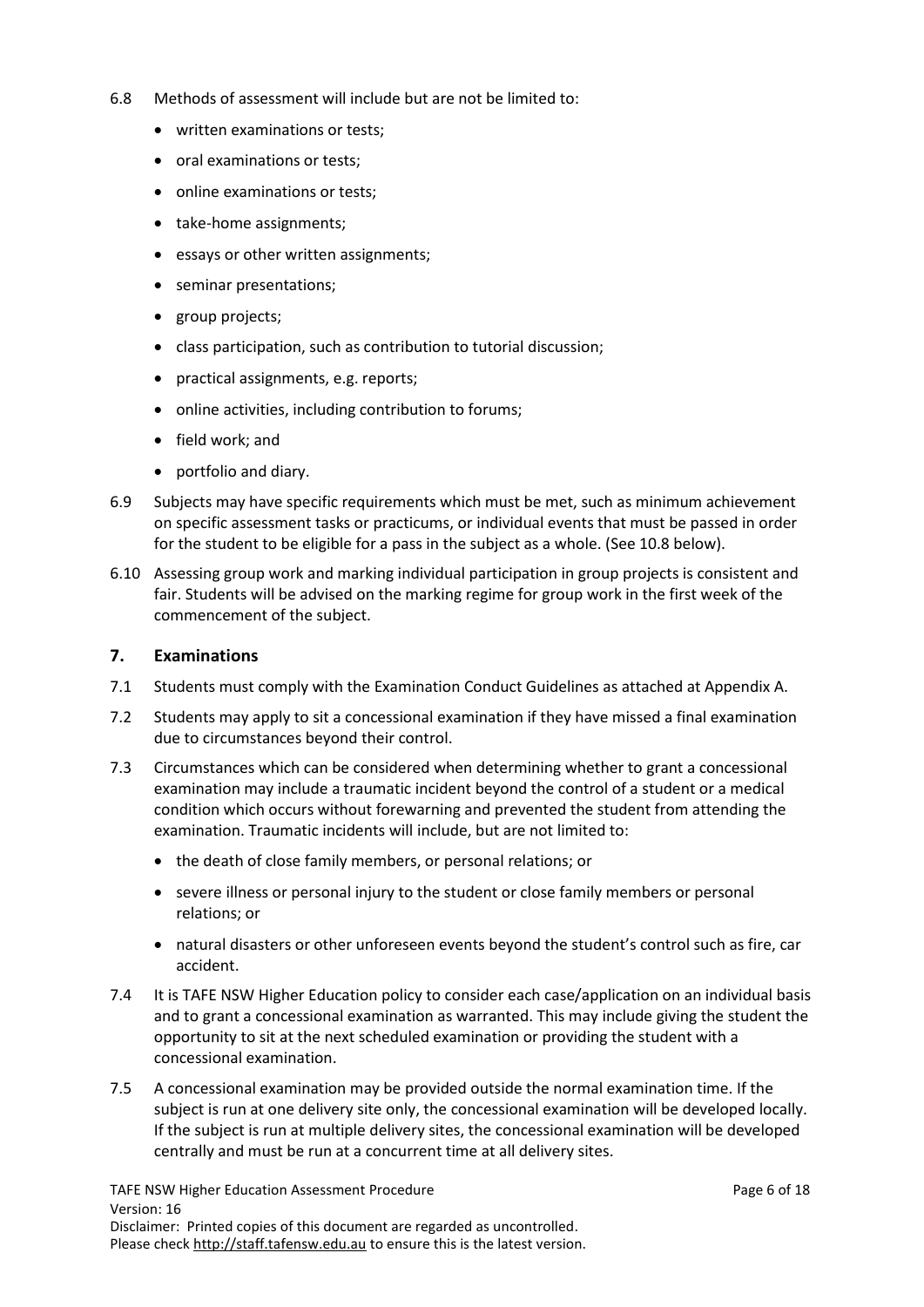6.8 Methods of assessment will include but are not be limited to:

- written examinations or tests;
- oral examinations or tests;
- online examinations or tests;
- take-home assignments;
- essays or other written assignments;
- seminar presentations;
- group projects;
- class participation, such as contribution to tutorial discussion;
- practical assignments, e.g. reports;
- online activities, including contribution to forums;
- field work; and
- portfolio and diary.

6.9 Subjects may have specific requirements which must be met, such as minimum achievement on specific assessment tasks or practicums, or individual events that must be passed in order for the student to be eligible for a pass in the subject as a whole. (See 10.8 below).

6.10 Assessing group work and marking individual participation in group projects is consistent and fair. Students will be advised on the marking regime for group work in the first week of the commencement of the subject.

## 7. Examinations

7.1 Students must comply with the Examination Conduct Guidelines as attached at Appendix A.

7.2 Students may apply to sit a concessional examination if they have missed a final examination due to circumstances beyond their control.

7.3 Circumstances which can be considered when determining whether to grant a concessional examination may include a traumatic incident beyond the control of a student or a medical condition which occurs without forewarning and prevented the student from attending the examination. Traumatic incidents will include, but are not limited to:

- the death of close family members, or personal relations; or
- severe illness or personal injury to the student or close family members or personal relations; or
- natural disasters or other unforeseen events beyond the student's control such as fire, car accident.

7.4 It is TAFE NSW Higher Education policy to consider each case/application on an individual basis and to grant a concessional examination as warranted. This may include giving the student the opportunity to sit at the next scheduled examination or providing the student with a concessional examination.

7.5 A concessional examination may be provided outside the normal examination time. If the subject is run at one delivery site only, the concessional examination will be developed locally. If the subject is run at multiple delivery sites, the concessional examination will be developed centrally and must be run at a concurrent time at all delivery sites.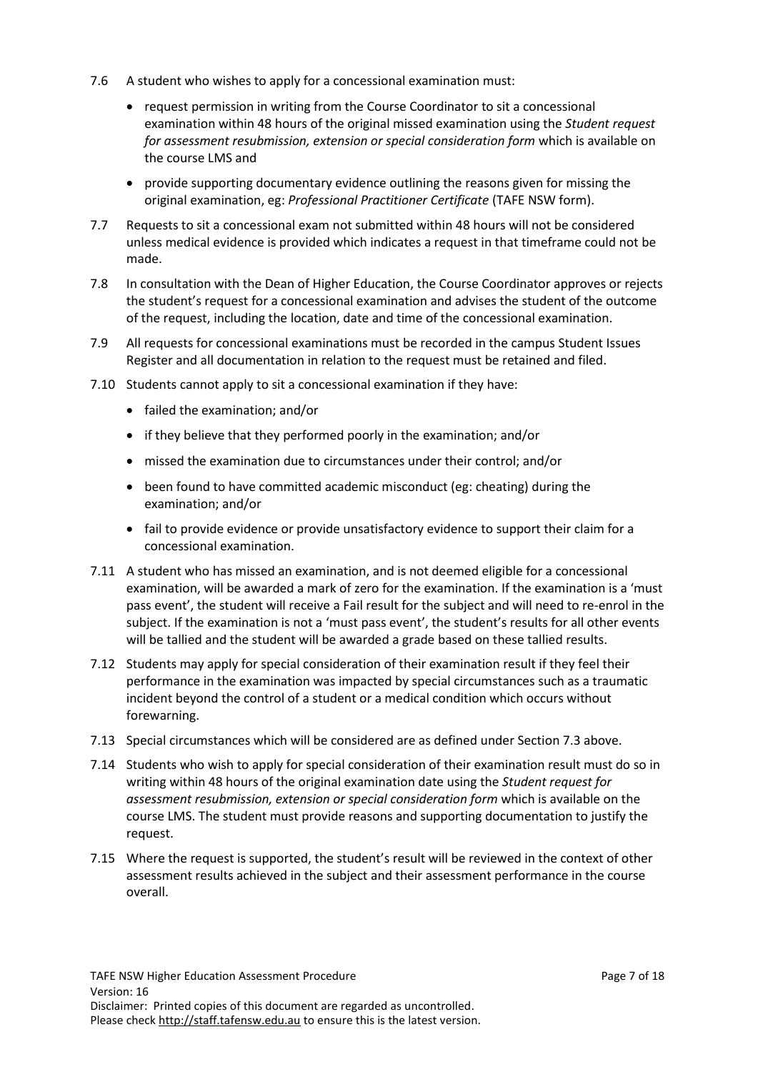7.6 A student who wishes to apply for a concessional examination must:

- request permission in writing from the Course Coordinator to sit a concessional examination within 48 hours of the original missed examination using the *Student request for assessment resubmission, extension or special consideration form* which is available on the course LMS and
- provide supporting documentary evidence outlining the reasons given for missing the original examination, eg: *Professional Practitioner Certificate* (TAFE NSW form).

7.7 Requests to sit a concessional exam not submitted within 48 hours will not be considered unless medical evidence is provided which indicates a request in that timeframe could not be made.

7.8 In consultation with the Dean of Higher Education, the Course Coordinator approves or rejects the student's request for a concessional examination and advises the student of the outcome of the request, including the location, date and time of the concessional examination.

7.9 All requests for concessional examinations must be recorded in the campus Student Issues Register and all documentation in relation to the request must be retained and filed.

7.10 Students cannot apply to sit a concessional examination if they have:

- failed the examination; and/or
- if they believe that they performed poorly in the examination; and/or
- missed the examination due to circumstances under their control; and/or
- been found to have committed academic misconduct (eg: cheating) during the examination; and/or
- fail to provide evidence or provide unsatisfactory evidence to support their claim for a concessional examination.

7.11 A student who has missed an examination, and is not deemed eligible for a concessional examination, will be awarded a mark of zero for the examination. If the examination is a 'must pass event', the student will receive a Fail result for the subject and will need to re-enrol in the subject. If the examination is not a 'must pass event', the student's results for all other events will be tallied and the student will be awarded a grade based on these tallied results.

7.12 Students may apply for special consideration of their examination result if they feel their performance in the examination was impacted by special circumstances such as a traumatic incident beyond the control of a student or a medical condition which occurs without forewarning.

7.13 Special circumstances which will be considered are as defined under Section 7.3 above.

7.14 Students who wish to apply for special consideration of their examination result must do so in writing within 48 hours of the original examination date using the *Student request for assessment resubmission, extension or special consideration form* which is available on the course LMS. The student must provide reasons and supporting documentation to justify the request.

7.15 Where the request is supported, the student's result will be reviewed in the context of other assessment results achieved in the subject and their assessment performance in the course overall.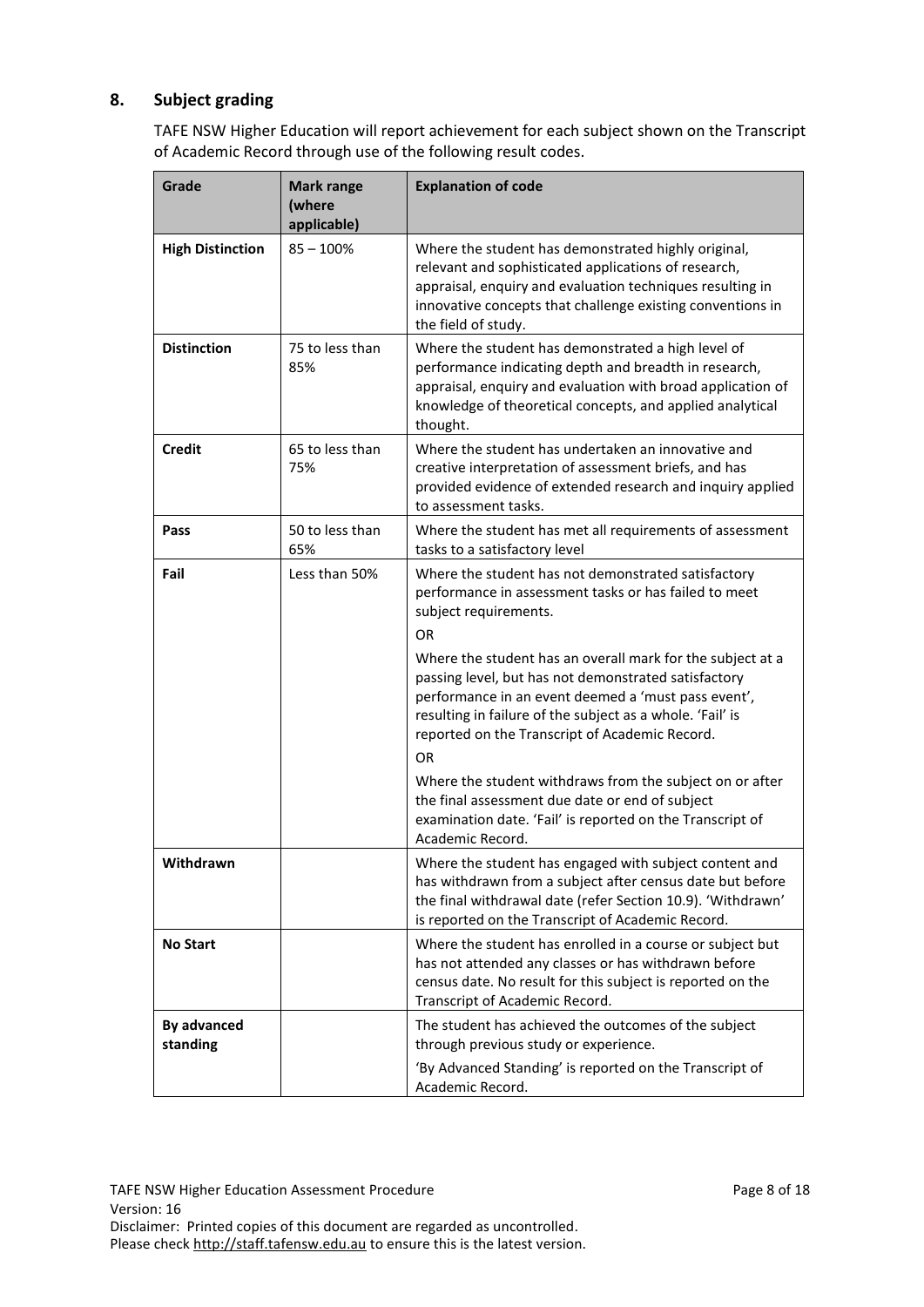## 8. Subject grading

TAFE NSW Higher Education will report achievement for each subject shown on the Transcript of Academic Record through use of the following result codes.

| Grade | Mark range (where applicable) | Explanation of code |
|---|---|---|
| **High Distinction** | 85 – 100% | Where the student has demonstrated highly original, relevant and sophisticated applications of research, appraisal, enquiry and evaluation techniques resulting in innovative concepts that challenge existing conventions in the field of study. |
| **Distinction** | 75 to less than 85% | Where the student has demonstrated a high level of performance indicating depth and breadth in research, appraisal, enquiry and evaluation with broad application of knowledge of theoretical concepts, and applied analytical thought. |
| **Credit** | 65 to less than 75% | Where the student has undertaken an innovative and creative interpretation of assessment briefs, and has provided evidence of extended research and inquiry applied to assessment tasks. |
| **Pass** | 50 to less than 65% | Where the student has met all requirements of assessment tasks to a satisfactory level |
| **Fail** | Less than 50% | Where the student has not demonstrated satisfactory performance in assessment tasks or has failed to meet subject requirements.<br>OR<br>Where the student has an overall mark for the subject at a passing level, but has not demonstrated satisfactory performance in an event deemed a 'must pass event', resulting in failure of the subject as a whole. 'Fail' is reported on the Transcript of Academic Record.<br>OR<br>Where the student withdraws from the subject on or after the final assessment due date or end of subject examination date. 'Fail' is reported on the Transcript of Academic Record. |
| **Withdrawn** | | Where the student has engaged with subject content and has withdrawn from a subject after census date but before the final withdrawal date (refer Section 10.9). 'Withdrawn' is reported on the Transcript of Academic Record. |
| **No Start** | | Where the student has enrolled in a course or subject but has not attended any classes or has withdrawn before census date. No result for this subject is reported on the Transcript of Academic Record. |
| **By advanced standing** | | The student has achieved the outcomes of the subject through previous study or experience.<br>'By Advanced Standing' is reported on the Transcript of Academic Record. |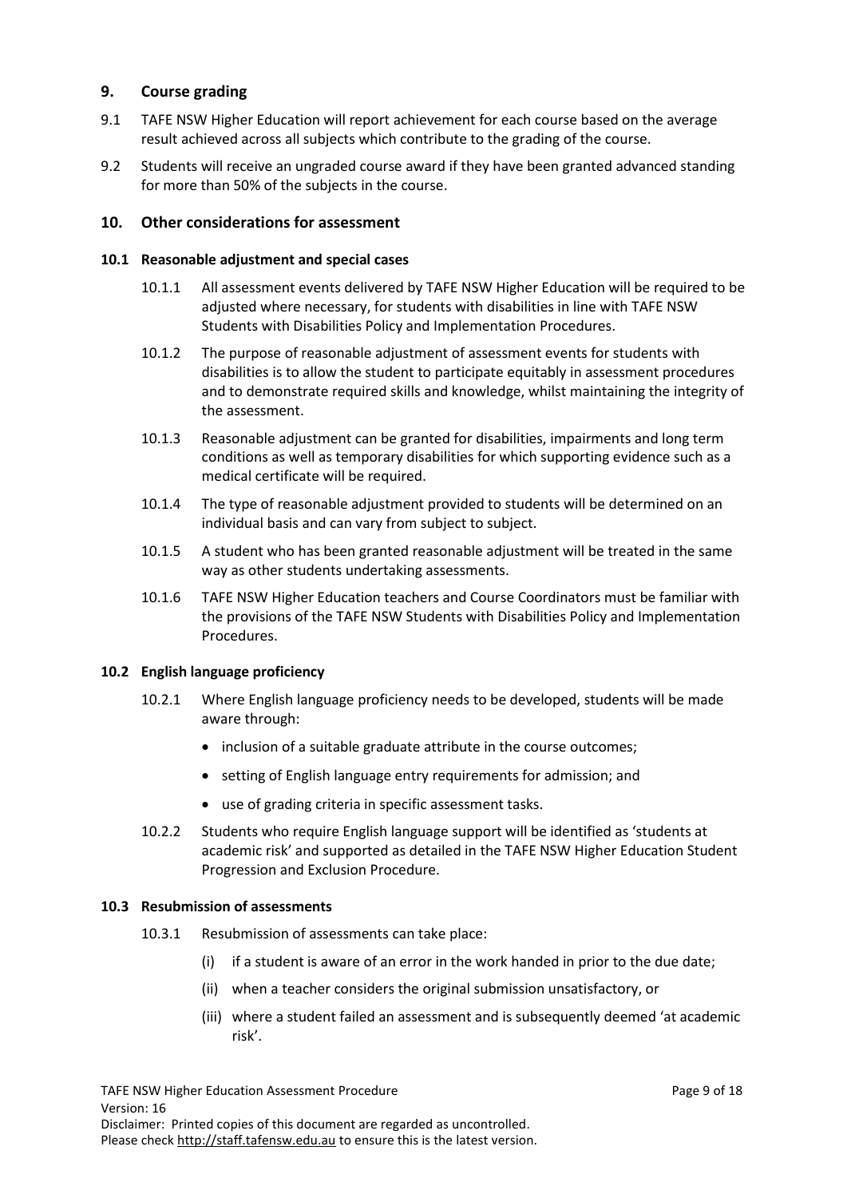## 9. Course grading

9.1 TAFE NSW Higher Education will report achievement for each course based on the average result achieved across all subjects which contribute to the grading of the course.

9.2 Students will receive an ungraded course award if they have been granted advanced standing for more than 50% of the subjects in the course.

## 10. Other considerations for assessment

### 10.1 Reasonable adjustment and special cases

10.1.1 All assessment events delivered by TAFE NSW Higher Education will be required to be adjusted where necessary, for students with disabilities in line with TAFE NSW Students with Disabilities Policy and Implementation Procedures.

10.1.2 The purpose of reasonable adjustment of assessment events for students with disabilities is to allow the student to participate equitably in assessment procedures and to demonstrate required skills and knowledge, whilst maintaining the integrity of the assessment.

10.1.3 Reasonable adjustment can be granted for disabilities, impairments and long term conditions as well as temporary disabilities for which supporting evidence such as a medical certificate will be required.

10.1.4 The type of reasonable adjustment provided to students will be determined on an individual basis and can vary from subject to subject.

10.1.5 A student who has been granted reasonable adjustment will be treated in the same way as other students undertaking assessments.

10.1.6 TAFE NSW Higher Education teachers and Course Coordinators must be familiar with the provisions of the TAFE NSW Students with Disabilities Policy and Implementation Procedures.

### 10.2 English language proficiency

10.2.1 Where English language proficiency needs to be developed, students will be made aware through:

- inclusion of a suitable graduate attribute in the course outcomes;
- setting of English language entry requirements for admission; and
- use of grading criteria in specific assessment tasks.

10.2.2 Students who require English language support will be identified as 'students at academic risk' and supported as detailed in the TAFE NSW Higher Education Student Progression and Exclusion Procedure.

### 10.3 Resubmission of assessments

10.3.1 Resubmission of assessments can take place:

(i) if a student is aware of an error in the work handed in prior to the due date;

(ii) when a teacher considers the original submission unsatisfactory, or

(iii) where a student failed an assessment and is subsequently deemed 'at academic risk'.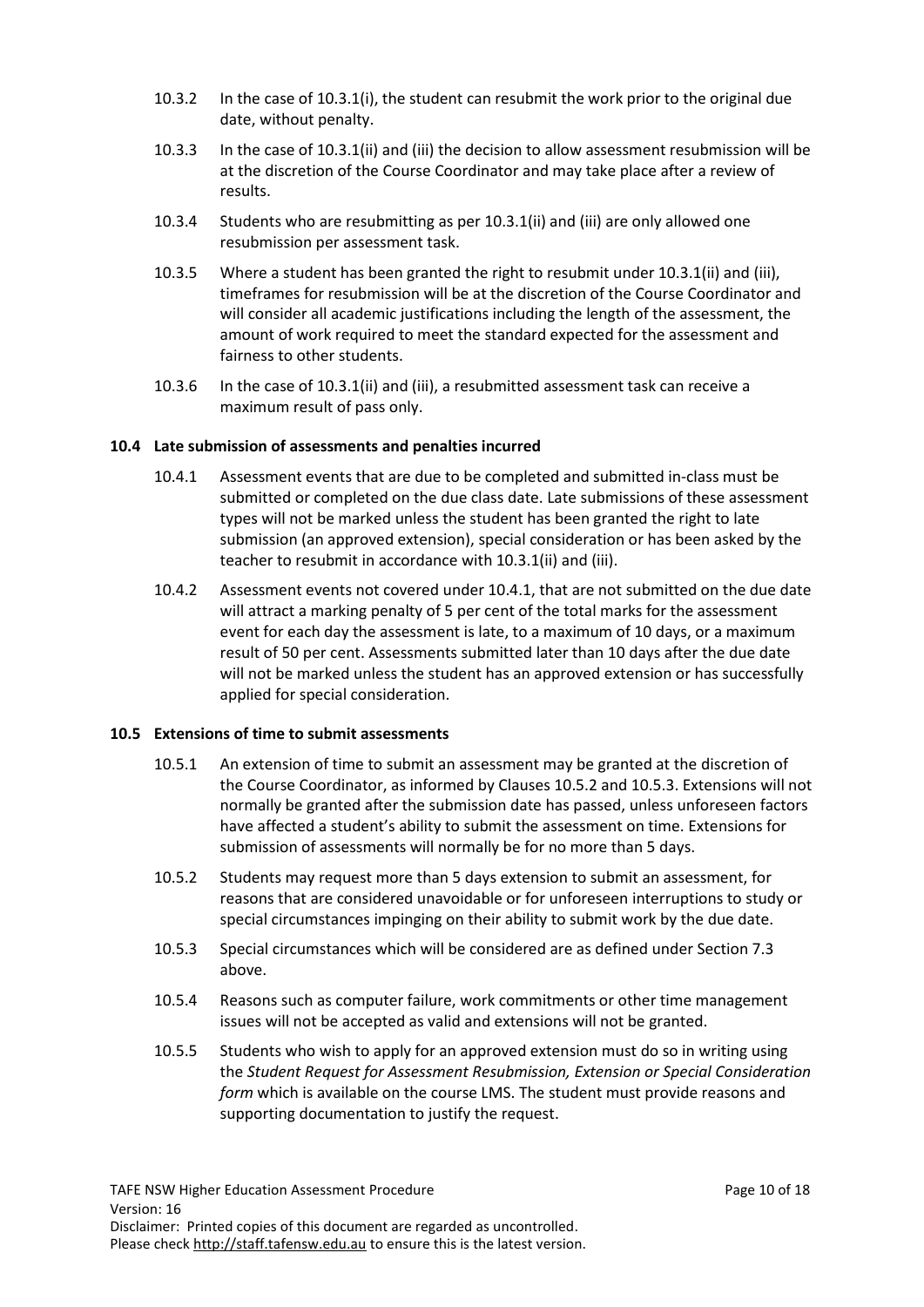10.3.2 In the case of 10.3.1(i), the student can resubmit the work prior to the original due date, without penalty.

10.3.3 In the case of 10.3.1(ii) and (iii) the decision to allow assessment resubmission will be at the discretion of the Course Coordinator and may take place after a review of results.

10.3.4 Students who are resubmitting as per 10.3.1(ii) and (iii) are only allowed one resubmission per assessment task.

10.3.5 Where a student has been granted the right to resubmit under 10.3.1(ii) and (iii), timeframes for resubmission will be at the discretion of the Course Coordinator and will consider all academic justifications including the length of the assessment, the amount of work required to meet the standard expected for the assessment and fairness to other students.

10.3.6 In the case of 10.3.1(ii) and (iii), a resubmitted assessment task can receive a maximum result of pass only.

### 10.4 Late submission of assessments and penalties incurred

10.4.1 Assessment events that are due to be completed and submitted in-class must be submitted or completed on the due class date. Late submissions of these assessment types will not be marked unless the student has been granted the right to late submission (an approved extension), special consideration or has been asked by the teacher to resubmit in accordance with 10.3.1(ii) and (iii).

10.4.2 Assessment events not covered under 10.4.1, that are not submitted on the due date will attract a marking penalty of 5 per cent of the total marks for the assessment event for each day the assessment is late, to a maximum of 10 days, or a maximum result of 50 per cent. Assessments submitted later than 10 days after the due date will not be marked unless the student has an approved extension or has successfully applied for special consideration.

### 10.5 Extensions of time to submit assessments

10.5.1 An extension of time to submit an assessment may be granted at the discretion of the Course Coordinator, as informed by Clauses 10.5.2 and 10.5.3. Extensions will not normally be granted after the submission date has passed, unless unforeseen factors have affected a student's ability to submit the assessment on time. Extensions for submission of assessments will normally be for no more than 5 days.

10.5.2 Students may request more than 5 days extension to submit an assessment, for reasons that are considered unavoidable or for unforeseen interruptions to study or special circumstances impinging on their ability to submit work by the due date.

10.5.3 Special circumstances which will be considered are as defined under Section 7.3 above.

10.5.4 Reasons such as computer failure, work commitments or other time management issues will not be accepted as valid and extensions will not be granted.

10.5.5 Students who wish to apply for an approved extension must do so in writing using the *Student Request for Assessment Resubmission, Extension or Special Consideration form* which is available on the course LMS. The student must provide reasons and supporting documentation to justify the request.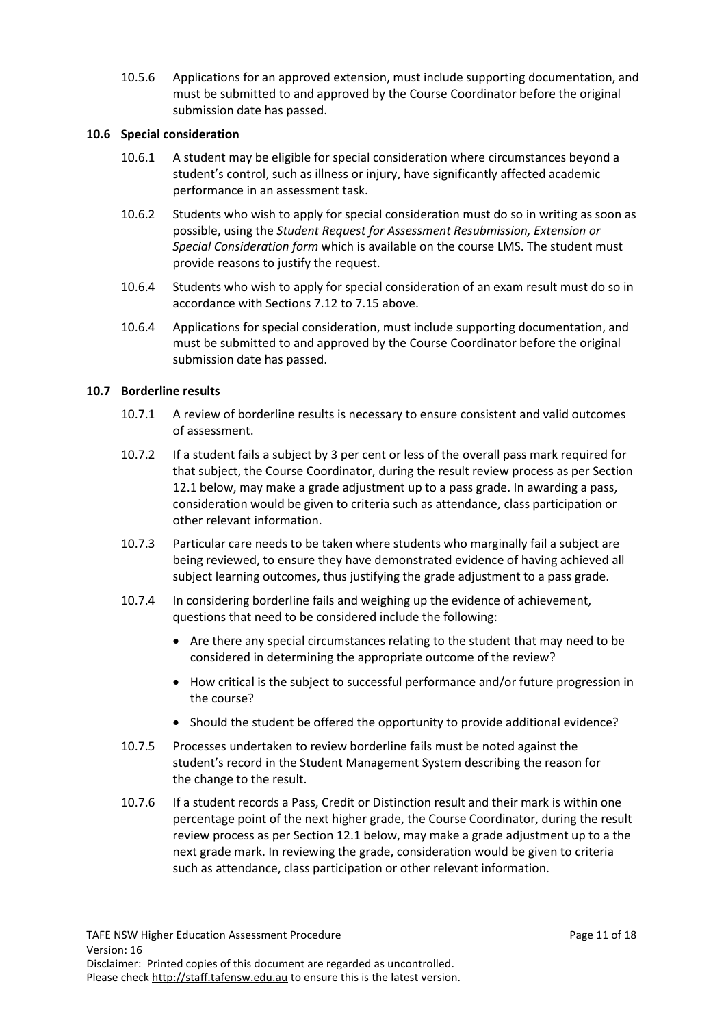10.5.6 Applications for an approved extension, must include supporting documentation, and must be submitted to and approved by the Course Coordinator before the original submission date has passed.

### 10.6 Special consideration

10.6.1 A student may be eligible for special consideration where circumstances beyond a student's control, such as illness or injury, have significantly affected academic performance in an assessment task.

10.6.2 Students who wish to apply for special consideration must do so in writing as soon as possible, using the *Student Request for Assessment Resubmission, Extension or Special Consideration form* which is available on the course LMS. The student must provide reasons to justify the request.

10.6.4 Students who wish to apply for special consideration of an exam result must do so in accordance with Sections 7.12 to 7.15 above.

10.6.4 Applications for special consideration, must include supporting documentation, and must be submitted to and approved by the Course Coordinator before the original submission date has passed.

### 10.7 Borderline results

10.7.1 A review of borderline results is necessary to ensure consistent and valid outcomes of assessment.

10.7.2 If a student fails a subject by 3 per cent or less of the overall pass mark required for that subject, the Course Coordinator, during the result review process as per Section 12.1 below, may make a grade adjustment up to a pass grade. In awarding a pass, consideration would be given to criteria such as attendance, class participation or other relevant information.

10.7.3 Particular care needs to be taken where students who marginally fail a subject are being reviewed, to ensure they have demonstrated evidence of having achieved all subject learning outcomes, thus justifying the grade adjustment to a pass grade.

10.7.4 In considering borderline fails and weighing up the evidence of achievement, questions that need to be considered include the following:

- Are there any special circumstances relating to the student that may need to be considered in determining the appropriate outcome of the review?
- How critical is the subject to successful performance and/or future progression in the course?
- Should the student be offered the opportunity to provide additional evidence?

10.7.5 Processes undertaken to review borderline fails must be noted against the student's record in the Student Management System describing the reason for the change to the result.

10.7.6 If a student records a Pass, Credit or Distinction result and their mark is within one percentage point of the next higher grade, the Course Coordinator, during the result review process as per Section 12.1 below, may make a grade adjustment up to a the next grade mark. In reviewing the grade, consideration would be given to criteria such as attendance, class participation or other relevant information.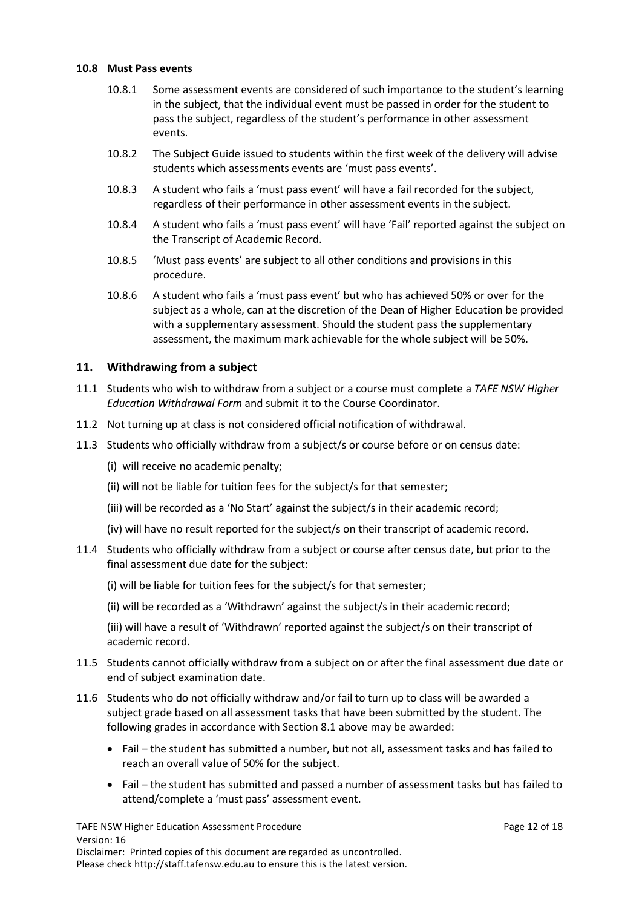### 10.8 Must Pass events

10.8.1 Some assessment events are considered of such importance to the student's learning in the subject, that the individual event must be passed in order for the student to pass the subject, regardless of the student's performance in other assessment events.

10.8.2 The Subject Guide issued to students within the first week of the delivery will advise students which assessments events are 'must pass events'.

10.8.3 A student who fails a 'must pass event' will have a fail recorded for the subject, regardless of their performance in other assessment events in the subject.

10.8.4 A student who fails a 'must pass event' will have 'Fail' reported against the subject on the Transcript of Academic Record.

10.8.5 'Must pass events' are subject to all other conditions and provisions in this procedure.

10.8.6 A student who fails a 'must pass event' but who has achieved 50% or over for the subject as a whole, can at the discretion of the Dean of Higher Education be provided with a supplementary assessment. Should the student pass the supplementary assessment, the maximum mark achievable for the whole subject will be 50%.

## 11. Withdrawing from a subject

11.1 Students who wish to withdraw from a subject or a course must complete a *TAFE NSW Higher Education Withdrawal Form* and submit it to the Course Coordinator.

11.2 Not turning up at class is not considered official notification of withdrawal.

11.3 Students who officially withdraw from a subject/s or course before or on census date:

(i) will receive no academic penalty;

(ii) will not be liable for tuition fees for the subject/s for that semester;

(iii) will be recorded as a 'No Start' against the subject/s in their academic record;

(iv) will have no result reported for the subject/s on their transcript of academic record.

11.4 Students who officially withdraw from a subject or course after census date, but prior to the final assessment due date for the subject:

(i) will be liable for tuition fees for the subject/s for that semester;

(ii) will be recorded as a 'Withdrawn' against the subject/s in their academic record;

(iii) will have a result of 'Withdrawn' reported against the subject/s on their transcript of academic record.

11.5 Students cannot officially withdraw from a subject on or after the final assessment due date or end of subject examination date.

11.6 Students who do not officially withdraw and/or fail to turn up to class will be awarded a subject grade based on all assessment tasks that have been submitted by the student. The following grades in accordance with Section 8.1 above may be awarded:

- Fail – the student has submitted a number, but not all, assessment tasks and has failed to reach an overall value of 50% for the subject.
- Fail – the student has submitted and passed a number of assessment tasks but has failed to attend/complete a 'must pass' assessment event.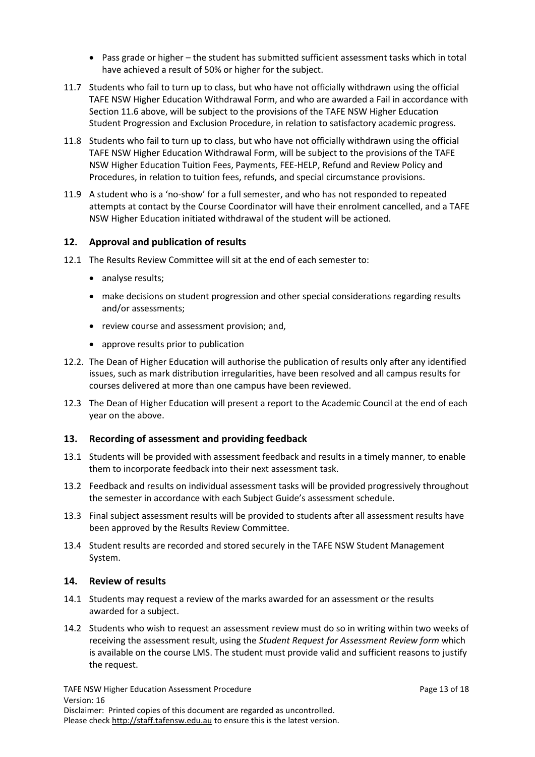- Pass grade or higher – the student has submitted sufficient assessment tasks which in total have achieved a result of 50% or higher for the subject.

11.7 Students who fail to turn up to class, but who have not officially withdrawn using the official TAFE NSW Higher Education Withdrawal Form, and who are awarded a Fail in accordance with Section 11.6 above, will be subject to the provisions of the TAFE NSW Higher Education Student Progression and Exclusion Procedure, in relation to satisfactory academic progress.

11.8 Students who fail to turn up to class, but who have not officially withdrawn using the official TAFE NSW Higher Education Withdrawal Form, will be subject to the provisions of the TAFE NSW Higher Education Tuition Fees, Payments, FEE-HELP, Refund and Review Policy and Procedures, in relation to tuition fees, refunds, and special circumstance provisions.

11.9 A student who is a 'no-show' for a full semester, and who has not responded to repeated attempts at contact by the Course Coordinator will have their enrolment cancelled, and a TAFE NSW Higher Education initiated withdrawal of the student will be actioned.

## 12. Approval and publication of results

12.1 The Results Review Committee will sit at the end of each semester to:

- analyse results;
- make decisions on student progression and other special considerations regarding results and/or assessments;
- review course and assessment provision; and,
- approve results prior to publication

12.2. The Dean of Higher Education will authorise the publication of results only after any identified issues, such as mark distribution irregularities, have been resolved and all campus results for courses delivered at more than one campus have been reviewed.

12.3 The Dean of Higher Education will present a report to the Academic Council at the end of each year on the above.

## 13. Recording of assessment and providing feedback

13.1 Students will be provided with assessment feedback and results in a timely manner, to enable them to incorporate feedback into their next assessment task.

13.2 Feedback and results on individual assessment tasks will be provided progressively throughout the semester in accordance with each Subject Guide's assessment schedule.

13.3 Final subject assessment results will be provided to students after all assessment results have been approved by the Results Review Committee.

13.4 Student results are recorded and stored securely in the TAFE NSW Student Management System.

## 14. Review of results

14.1 Students may request a review of the marks awarded for an assessment or the results awarded for a subject.

14.2 Students who wish to request an assessment review must do so in writing within two weeks of receiving the assessment result, using the *Student Request for Assessment Review form* which is available on the course LMS. The student must provide valid and sufficient reasons to justify the request.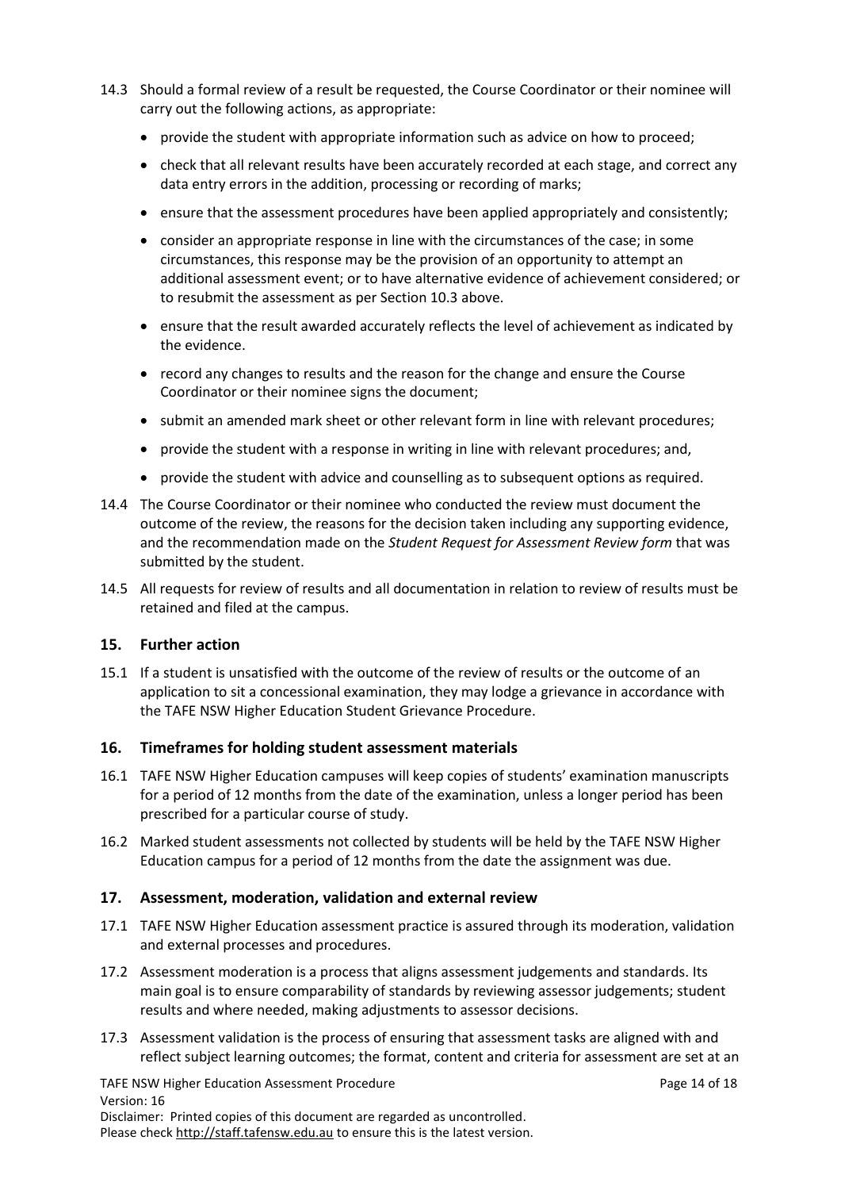14.3 Should a formal review of a result be requested, the Course Coordinator or their nominee will carry out the following actions, as appropriate:

- provide the student with appropriate information such as advice on how to proceed;
- check that all relevant results have been accurately recorded at each stage, and correct any data entry errors in the addition, processing or recording of marks;
- ensure that the assessment procedures have been applied appropriately and consistently;
- consider an appropriate response in line with the circumstances of the case; in some circumstances, this response may be the provision of an opportunity to attempt an additional assessment event; or to have alternative evidence of achievement considered; or to resubmit the assessment as per Section 10.3 above.
- ensure that the result awarded accurately reflects the level of achievement as indicated by the evidence.
- record any changes to results and the reason for the change and ensure the Course Coordinator or their nominee signs the document;
- submit an amended mark sheet or other relevant form in line with relevant procedures;
- provide the student with a response in writing in line with relevant procedures; and,
- provide the student with advice and counselling as to subsequent options as required.

14.4 The Course Coordinator or their nominee who conducted the review must document the outcome of the review, the reasons for the decision taken including any supporting evidence, and the recommendation made on the *Student Request for Assessment Review form* that was submitted by the student.

14.5 All requests for review of results and all documentation in relation to review of results must be retained and filed at the campus.

## 15. Further action

15.1 If a student is unsatisfied with the outcome of the review of results or the outcome of an application to sit a concessional examination, they may lodge a grievance in accordance with the TAFE NSW Higher Education Student Grievance Procedure.

## 16. Timeframes for holding student assessment materials

16.1 TAFE NSW Higher Education campuses will keep copies of students' examination manuscripts for a period of 12 months from the date of the examination, unless a longer period has been prescribed for a particular course of study.

16.2 Marked student assessments not collected by students will be held by the TAFE NSW Higher Education campus for a period of 12 months from the date the assignment was due.

## 17. Assessment, moderation, validation and external review

17.1 TAFE NSW Higher Education assessment practice is assured through its moderation, validation and external processes and procedures.

17.2 Assessment moderation is a process that aligns assessment judgements and standards. Its main goal is to ensure comparability of standards by reviewing assessor judgements; student results and where needed, making adjustments to assessor decisions.

17.3 Assessment validation is the process of ensuring that assessment tasks are aligned with and reflect subject learning outcomes; the format, content and criteria for assessment are set at an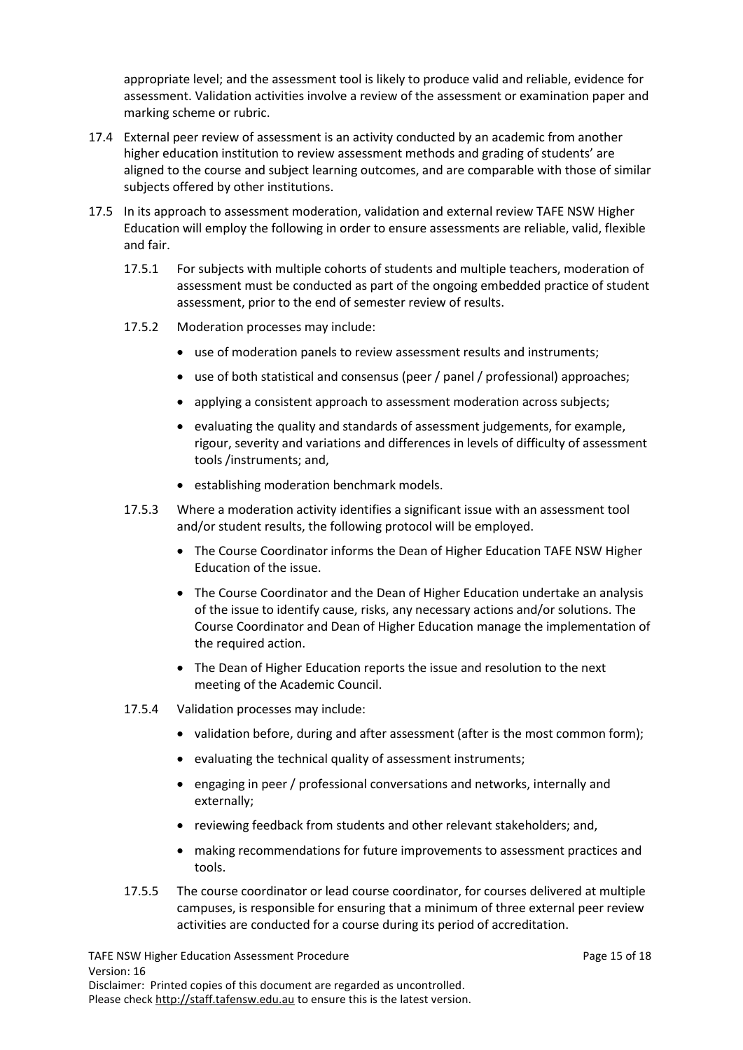appropriate level; and the assessment tool is likely to produce valid and reliable, evidence for assessment. Validation activities involve a review of the assessment or examination paper and marking scheme or rubric.

17.4 External peer review of assessment is an activity conducted by an academic from another higher education institution to review assessment methods and grading of students' are aligned to the course and subject learning outcomes, and are comparable with those of similar subjects offered by other institutions.

17.5 In its approach to assessment moderation, validation and external review TAFE NSW Higher Education will employ the following in order to ensure assessments are reliable, valid, flexible and fair.

17.5.1 For subjects with multiple cohorts of students and multiple teachers, moderation of assessment must be conducted as part of the ongoing embedded practice of student assessment, prior to the end of semester review of results.

17.5.2 Moderation processes may include:

- use of moderation panels to review assessment results and instruments;
- use of both statistical and consensus (peer / panel / professional) approaches;
- applying a consistent approach to assessment moderation across subjects;
- evaluating the quality and standards of assessment judgements, for example, rigour, severity and variations and differences in levels of difficulty of assessment tools /instruments; and,
- establishing moderation benchmark models.

17.5.3 Where a moderation activity identifies a significant issue with an assessment tool and/or student results, the following protocol will be employed.

- The Course Coordinator informs the Dean of Higher Education TAFE NSW Higher Education of the issue.
- The Course Coordinator and the Dean of Higher Education undertake an analysis of the issue to identify cause, risks, any necessary actions and/or solutions. The Course Coordinator and Dean of Higher Education manage the implementation of the required action.
- The Dean of Higher Education reports the issue and resolution to the next meeting of the Academic Council.

17.5.4 Validation processes may include:

- validation before, during and after assessment (after is the most common form);
- evaluating the technical quality of assessment instruments;
- engaging in peer / professional conversations and networks, internally and externally;
- reviewing feedback from students and other relevant stakeholders; and,
- making recommendations for future improvements to assessment practices and tools.

17.5.5 The course coordinator or lead course coordinator, for courses delivered at multiple campuses, is responsible for ensuring that a minimum of three external peer review activities are conducted for a course during its period of accreditation.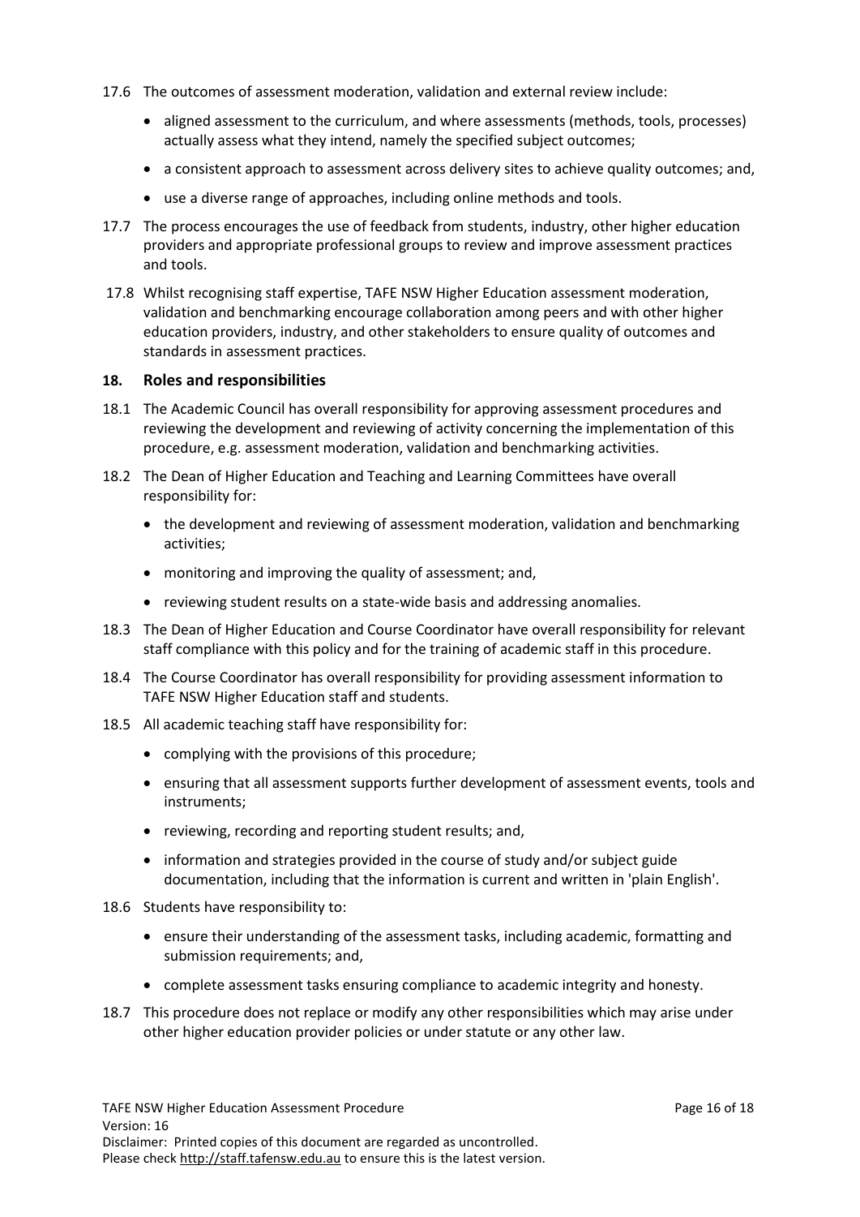17.6 The outcomes of assessment moderation, validation and external review include:

- aligned assessment to the curriculum, and where assessments (methods, tools, processes) actually assess what they intend, namely the specified subject outcomes;
- a consistent approach to assessment across delivery sites to achieve quality outcomes; and,
- use a diverse range of approaches, including online methods and tools.

17.7 The process encourages the use of feedback from students, industry, other higher education providers and appropriate professional groups to review and improve assessment practices and tools.

17.8 Whilst recognising staff expertise, TAFE NSW Higher Education assessment moderation, validation and benchmarking encourage collaboration among peers and with other higher education providers, industry, and other stakeholders to ensure quality of outcomes and standards in assessment practices.

## 18. Roles and responsibilities

18.1 The Academic Council has overall responsibility for approving assessment procedures and reviewing the development and reviewing of activity concerning the implementation of this procedure, e.g. assessment moderation, validation and benchmarking activities.

18.2 The Dean of Higher Education and Teaching and Learning Committees have overall responsibility for:

- the development and reviewing of assessment moderation, validation and benchmarking activities;
- monitoring and improving the quality of assessment; and,
- reviewing student results on a state-wide basis and addressing anomalies.

18.3 The Dean of Higher Education and Course Coordinator have overall responsibility for relevant staff compliance with this policy and for the training of academic staff in this procedure.

18.4 The Course Coordinator has overall responsibility for providing assessment information to TAFE NSW Higher Education staff and students.

18.5 All academic teaching staff have responsibility for:

- complying with the provisions of this procedure;
- ensuring that all assessment supports further development of assessment events, tools and instruments;
- reviewing, recording and reporting student results; and,
- information and strategies provided in the course of study and/or subject guide documentation, including that the information is current and written in 'plain English'.

18.6 Students have responsibility to:

- ensure their understanding of the assessment tasks, including academic, formatting and submission requirements; and,
- complete assessment tasks ensuring compliance to academic integrity and honesty.

18.7 This procedure does not replace or modify any other responsibilities which may arise under other higher education provider policies or under statute or any other law.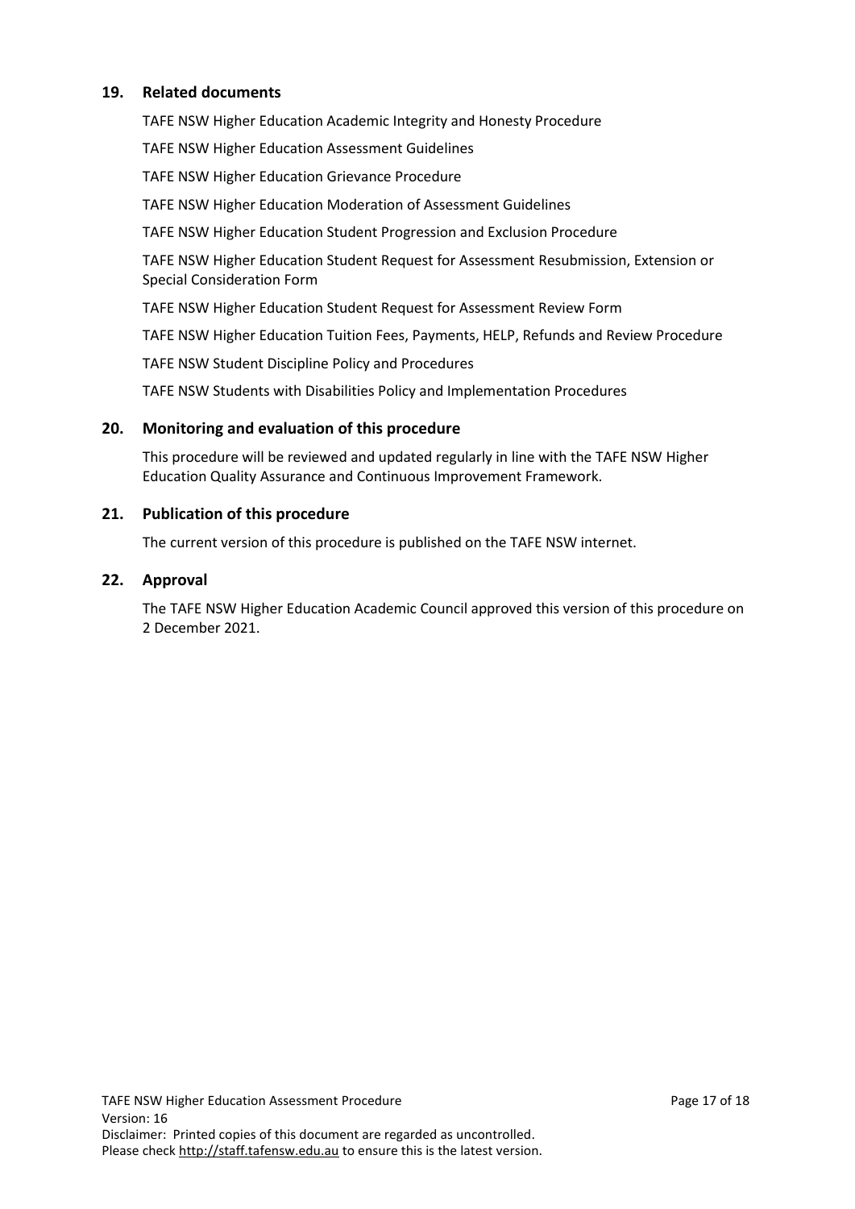## 19. Related documents

TAFE NSW Higher Education Academic Integrity and Honesty Procedure

TAFE NSW Higher Education Assessment Guidelines

TAFE NSW Higher Education Grievance Procedure

TAFE NSW Higher Education Moderation of Assessment Guidelines

TAFE NSW Higher Education Student Progression and Exclusion Procedure

TAFE NSW Higher Education Student Request for Assessment Resubmission, Extension or Special Consideration Form

TAFE NSW Higher Education Student Request for Assessment Review Form

TAFE NSW Higher Education Tuition Fees, Payments, HELP, Refunds and Review Procedure

TAFE NSW Student Discipline Policy and Procedures

TAFE NSW Students with Disabilities Policy and Implementation Procedures

## 20. Monitoring and evaluation of this procedure

This procedure will be reviewed and updated regularly in line with the TAFE NSW Higher Education Quality Assurance and Continuous Improvement Framework.

## 21. Publication of this procedure

The current version of this procedure is published on the TAFE NSW internet.

## 22. Approval

The TAFE NSW Higher Education Academic Council approved this version of this procedure on 2 December 2021.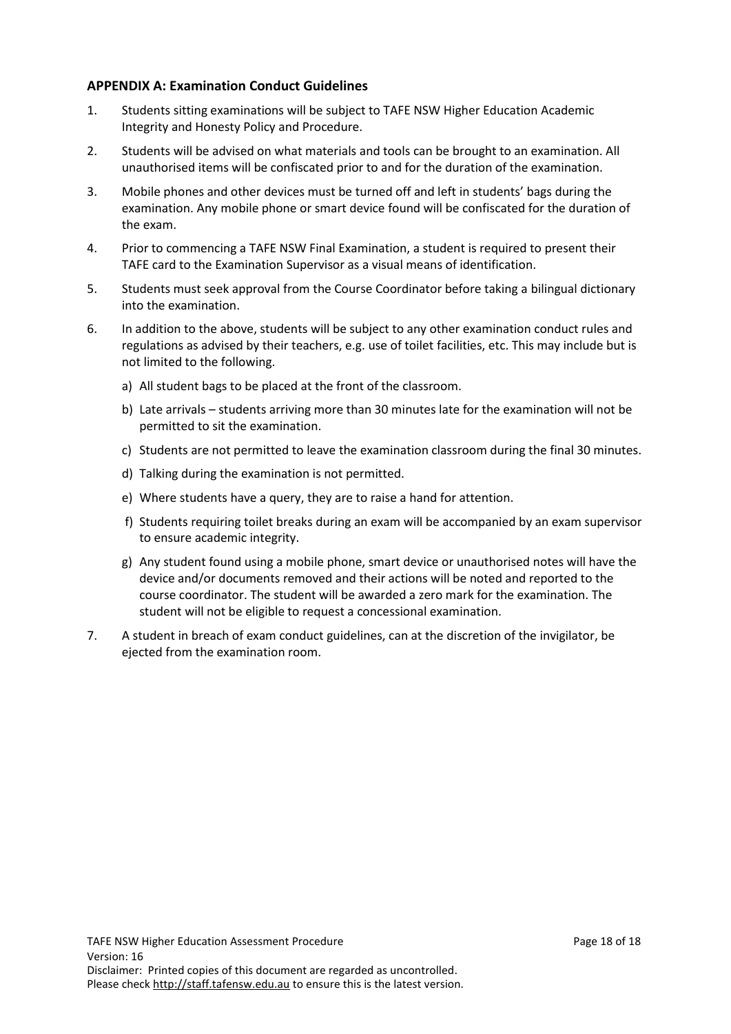## APPENDIX A: Examination Conduct Guidelines

1. Students sitting examinations will be subject to TAFE NSW Higher Education Academic Integrity and Honesty Policy and Procedure.
2. Students will be advised on what materials and tools can be brought to an examination. All unauthorised items will be confiscated prior to and for the duration of the examination.
3. Mobile phones and other devices must be turned off and left in students' bags during the examination. Any mobile phone or smart device found will be confiscated for the duration of the exam.
4. Prior to commencing a TAFE NSW Final Examination, a student is required to present their TAFE card to the Examination Supervisor as a visual means of identification.
5. Students must seek approval from the Course Coordinator before taking a bilingual dictionary into the examination.
6. In addition to the above, students will be subject to any other examination conduct rules and regulations as advised by their teachers, e.g. use of toilet facilities, etc. This may include but is not limited to the following.
   a) All student bags to be placed at the front of the classroom.
   b) Late arrivals – students arriving more than 30 minutes late for the examination will not be permitted to sit the examination.
   c) Students are not permitted to leave the examination classroom during the final 30 minutes.
   d) Talking during the examination is not permitted.
   e) Where students have a query, they are to raise a hand for attention.
   f) Students requiring toilet breaks during an exam will be accompanied by an exam supervisor to ensure academic integrity.
   g) Any student found using a mobile phone, smart device or unauthorised notes will have the device and/or documents removed and their actions will be noted and reported to the course coordinator. The student will be awarded a zero mark for the examination. The student will not be eligible to request a concessional examination.
7. A student in breach of exam conduct guidelines, can at the discretion of the invigilator, be ejected from the examination room.